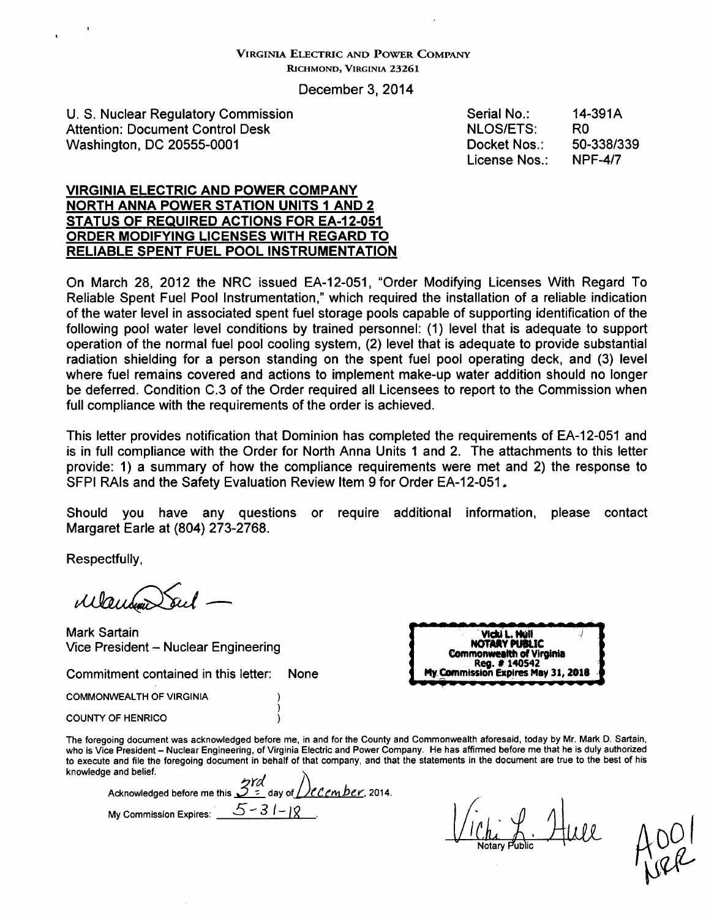VIRGINIA ELECTRIC AND POWER COMPANY
RICHMOND, VIRGINIA 23261

December 3, 2014

U. S. Nuclear Regulatory Commission
Attention: Document Control Desk
Washington, DC 20555-0001

| | |
|---|---|
| Serial No.: | 14-391A |
| NLOS/ETS: | R0 |
| Docket Nos.: | 50-338/339 |
| License Nos.: | NPF-4/7 |

**VIRGINIA ELECTRIC AND POWER COMPANY**
**NORTH ANNA POWER STATION UNITS 1 AND 2**
**STATUS OF REQUIRED ACTIONS FOR EA-12-051**
**ORDER MODIFYING LICENSES WITH REGARD TO**
**RELIABLE SPENT FUEL POOL INSTRUMENTATION**

On March 28, 2012 the NRC issued EA-12-051, "Order Modifying Licenses With Regard To Reliable Spent Fuel Pool Instrumentation," which required the installation of a reliable indication of the water level in associated spent fuel storage pools capable of supporting identification of the following pool water level conditions by trained personnel: (1) level that is adequate to support operation of the normal fuel pool cooling system, (2) level that is adequate to provide substantial radiation shielding for a person standing on the spent fuel pool operating deck, and (3) level where fuel remains covered and actions to implement make-up water addition should no longer be deferred. Condition C.3 of the Order required all Licensees to report to the Commission when full compliance with the requirements of the order is achieved.

This letter provides notification that Dominion has completed the requirements of EA-12-051 and is in full compliance with the Order for North Anna Units 1 and 2. The attachments to this letter provide: 1) a summary of how the compliance requirements were met and 2) the response to SFPI RAIs and the Safety Evaluation Review Item 9 for Order EA-12-051.

Should you have any questions or require additional information, please contact Margaret Earle at (804) 273-2768.

Respectfully,

Mark Sartain
Vice President – Nuclear Engineering

Commitment contained in this letter: None

COMMONWEALTH OF VIRGINIA )
COUNTY OF HENRICO )

Vicki L. Hull
NOTARY PUBLIC
Commonwealth of Virginia
Reg. # 140542
My Commission Expires May 31, 2018

The foregoing document was acknowledged before me, in and for the County and Commonwealth aforesaid, today by Mr. Mark D. Sartain, who is Vice President – Nuclear Engineering, of Virginia Electric and Power Company. He has affirmed before me that he is duly authorized to execute and file the foregoing document in behalf of that company, and that the statements in the document are true to the best of his knowledge and belief.

Acknowledged before me this 3rd day of December, 2014.

My Commission Expires: 5-31-18.

Notary Public

A001
NRR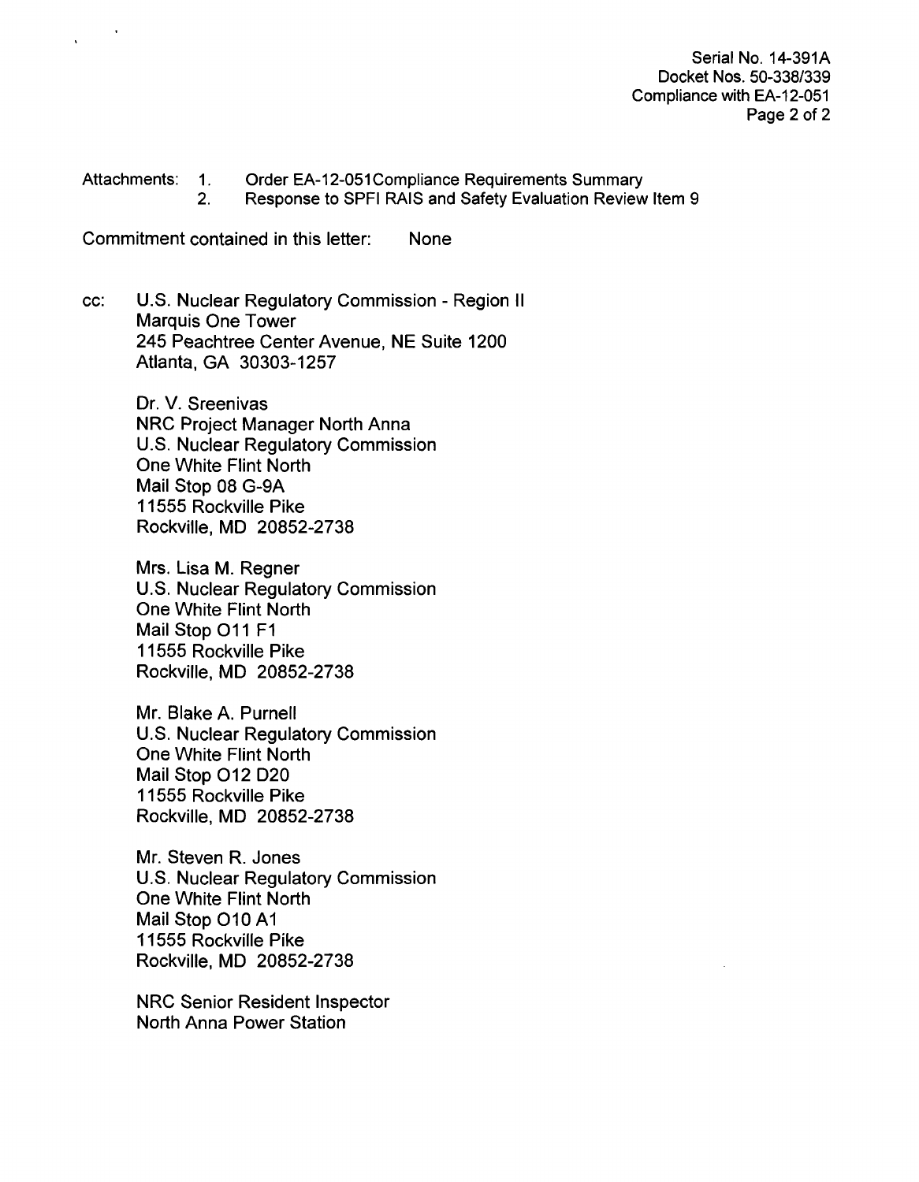Attachments:
1. Order EA-12-051Compliance Requirements Summary
2. Response to SPFI RAIS and Safety Evaluation Review Item 9

Commitment contained in this letter: None

cc: U.S. Nuclear Regulatory Commission - Region II
Marquis One Tower
245 Peachtree Center Avenue, NE Suite 1200
Atlanta, GA 30303-1257

Dr. V. Sreenivas
NRC Project Manager North Anna
U.S. Nuclear Regulatory Commission
One White Flint North
Mail Stop 08 G-9A
11555 Rockville Pike
Rockville, MD 20852-2738

Mrs. Lisa M. Regner
U.S. Nuclear Regulatory Commission
One White Flint North
Mail Stop O11 F1
11555 Rockville Pike
Rockville, MD 20852-2738

Mr. Blake A. Purnell
U.S. Nuclear Regulatory Commission
One White Flint North
Mail Stop O12 D20
11555 Rockville Pike
Rockville, MD 20852-2738

Mr. Steven R. Jones
U.S. Nuclear Regulatory Commission
One White Flint North
Mail Stop O10 A1
11555 Rockville Pike
Rockville, MD 20852-2738

NRC Senior Resident Inspector
North Anna Power Station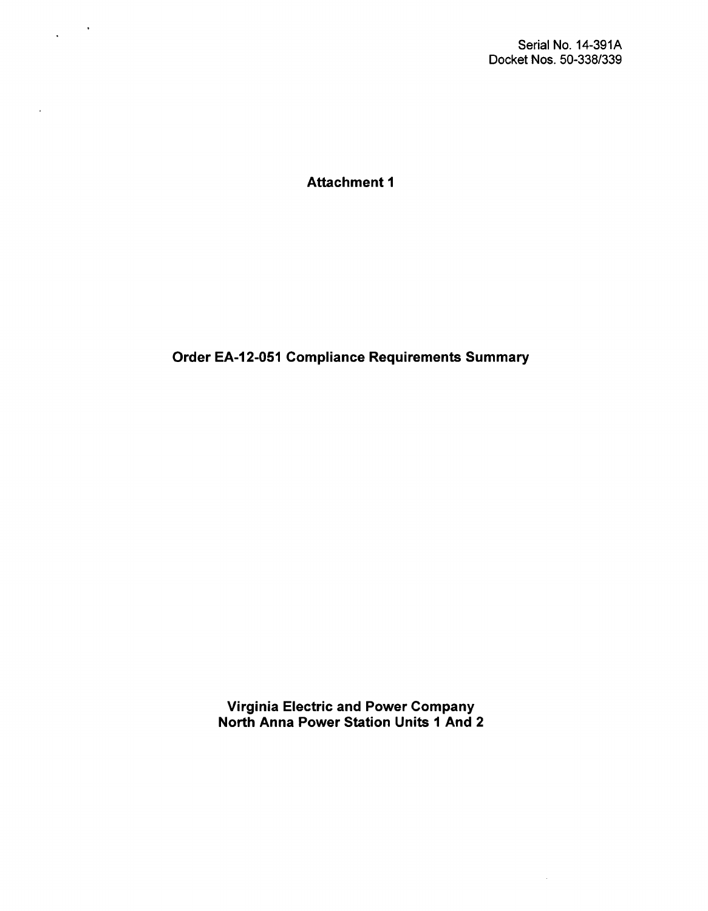Serial No. 14-391A
Docket Nos. 50-338/339

# Attachment 1

## Order EA-12-051 Compliance Requirements Summary

**Virginia Electric and Power Company**
**North Anna Power Station Units 1 And 2**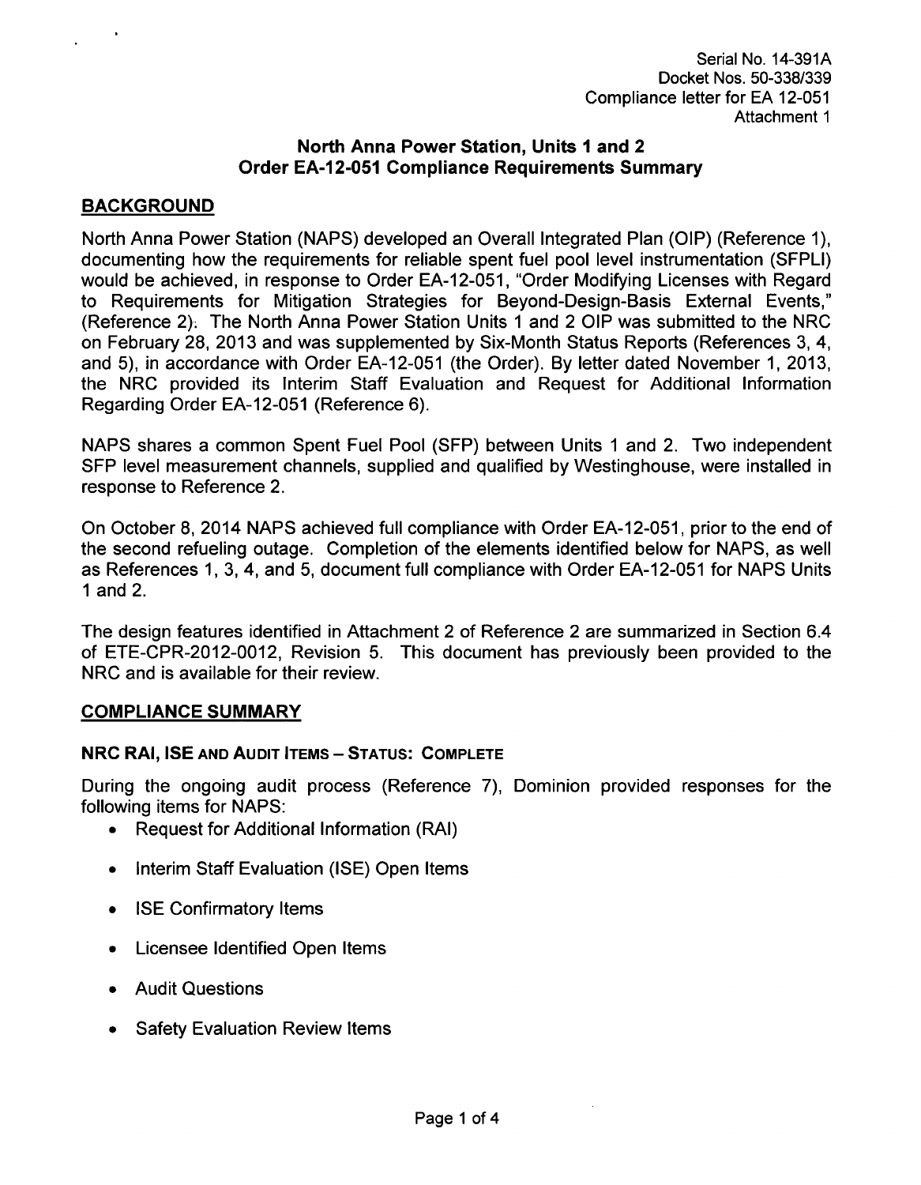Serial No. 14-391A
Docket Nos. 50-338/339
Compliance letter for EA 12-051
Attachment 1

## North Anna Power Station, Units 1 and 2
## Order EA-12-051 Compliance Requirements Summary

### BACKGROUND

North Anna Power Station (NAPS) developed an Overall Integrated Plan (OIP) (Reference 1), documenting how the requirements for reliable spent fuel pool level instrumentation (SFPLI) would be achieved, in response to Order EA-12-051, "Order Modifying Licenses with Regard to Requirements for Mitigation Strategies for Beyond-Design-Basis External Events," (Reference 2). The North Anna Power Station Units 1 and 2 OIP was submitted to the NRC on February 28, 2013 and was supplemented by Six-Month Status Reports (References 3, 4, and 5), in accordance with Order EA-12-051 (the Order). By letter dated November 1, 2013, the NRC provided its Interim Staff Evaluation and Request for Additional Information Regarding Order EA-12-051 (Reference 6).

NAPS shares a common Spent Fuel Pool (SFP) between Units 1 and 2. Two independent SFP level measurement channels, supplied and qualified by Westinghouse, were installed in response to Reference 2.

On October 8, 2014 NAPS achieved full compliance with Order EA-12-051, prior to the end of the second refueling outage. Completion of the elements identified below for NAPS, as well as References 1, 3, 4, and 5, document full compliance with Order EA-12-051 for NAPS Units 1 and 2.

The design features identified in Attachment 2 of Reference 2 are summarized in Section 6.4 of ETE-CPR-2012-0012, Revision 5. This document has previously been provided to the NRC and is available for their review.

### COMPLIANCE SUMMARY

#### NRC RAI, ISE AND AUDIT ITEMS – STATUS: COMPLETE

During the ongoing audit process (Reference 7), Dominion provided responses for the following items for NAPS:

- Request for Additional Information (RAI)
- Interim Staff Evaluation (ISE) Open Items
- ISE Confirmatory Items
- Licensee Identified Open Items
- Audit Questions
- Safety Evaluation Review Items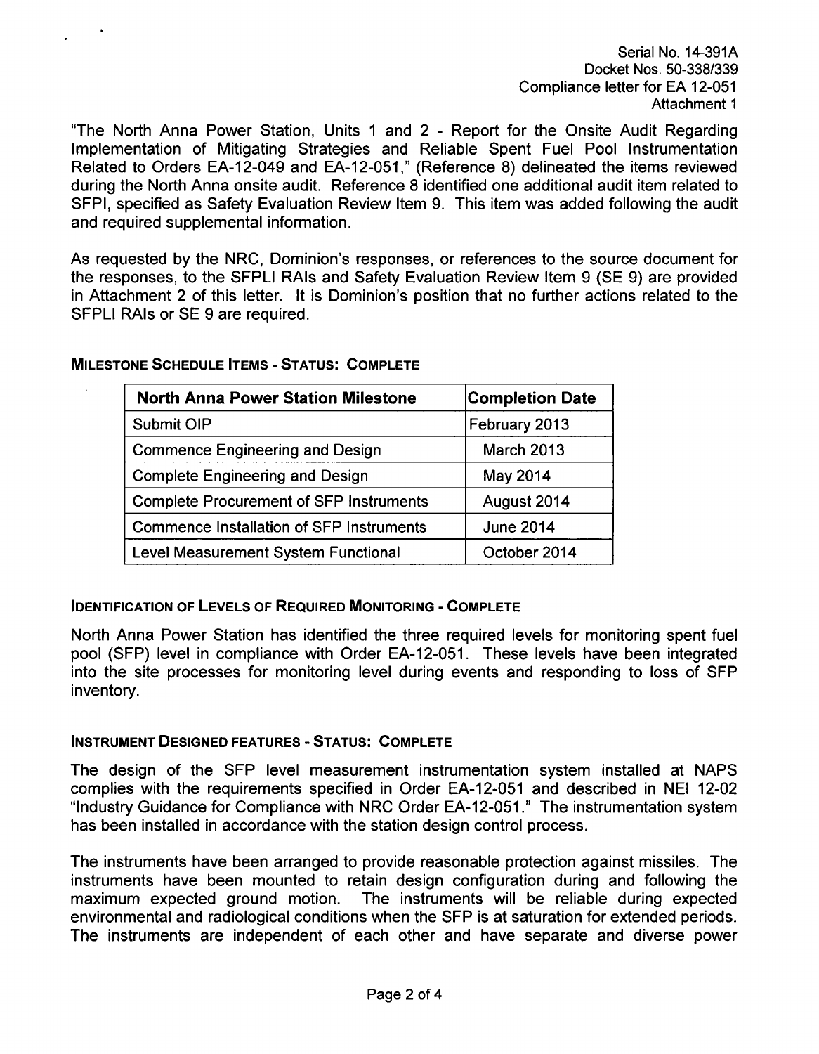"The North Anna Power Station, Units 1 and 2 - Report for the Onsite Audit Regarding Implementation of Mitigating Strategies and Reliable Spent Fuel Pool Instrumentation Related to Orders EA-12-049 and EA-12-051," (Reference 8) delineated the items reviewed during the North Anna onsite audit. Reference 8 identified one additional audit item related to SFPI, specified as Safety Evaluation Review Item 9. This item was added following the audit and required supplemental information.

As requested by the NRC, Dominion's responses, or references to the source document for the responses, to the SFPLI RAIs and Safety Evaluation Review Item 9 (SE 9) are provided in Attachment 2 of this letter. It is Dominion's position that no further actions related to the SFPLI RAIs or SE 9 are required.

**MILESTONE SCHEDULE ITEMS - STATUS: COMPLETE**

| North Anna Power Station Milestone | Completion Date |
|---|---|
| Submit OIP | February 2013 |
| Commence Engineering and Design | March 2013 |
| Complete Engineering and Design | May 2014 |
| Complete Procurement of SFP Instruments | August 2014 |
| Commence Installation of SFP Instruments | June 2014 |
| Level Measurement System Functional | October 2014 |

**IDENTIFICATION OF LEVELS OF REQUIRED MONITORING - COMPLETE**

North Anna Power Station has identified the three required levels for monitoring spent fuel pool (SFP) level in compliance with Order EA-12-051. These levels have been integrated into the site processes for monitoring level during events and responding to loss of SFP inventory.

**INSTRUMENT DESIGNED FEATURES - STATUS: COMPLETE**

The design of the SFP level measurement instrumentation system installed at NAPS complies with the requirements specified in Order EA-12-051 and described in NEI 12-02 "Industry Guidance for Compliance with NRC Order EA-12-051." The instrumentation system has been installed in accordance with the station design control process.

The instruments have been arranged to provide reasonable protection against missiles. The instruments have been mounted to retain design configuration during and following the maximum expected ground motion. The instruments will be reliable during expected environmental and radiological conditions when the SFP is at saturation for extended periods. The instruments are independent of each other and have separate and diverse power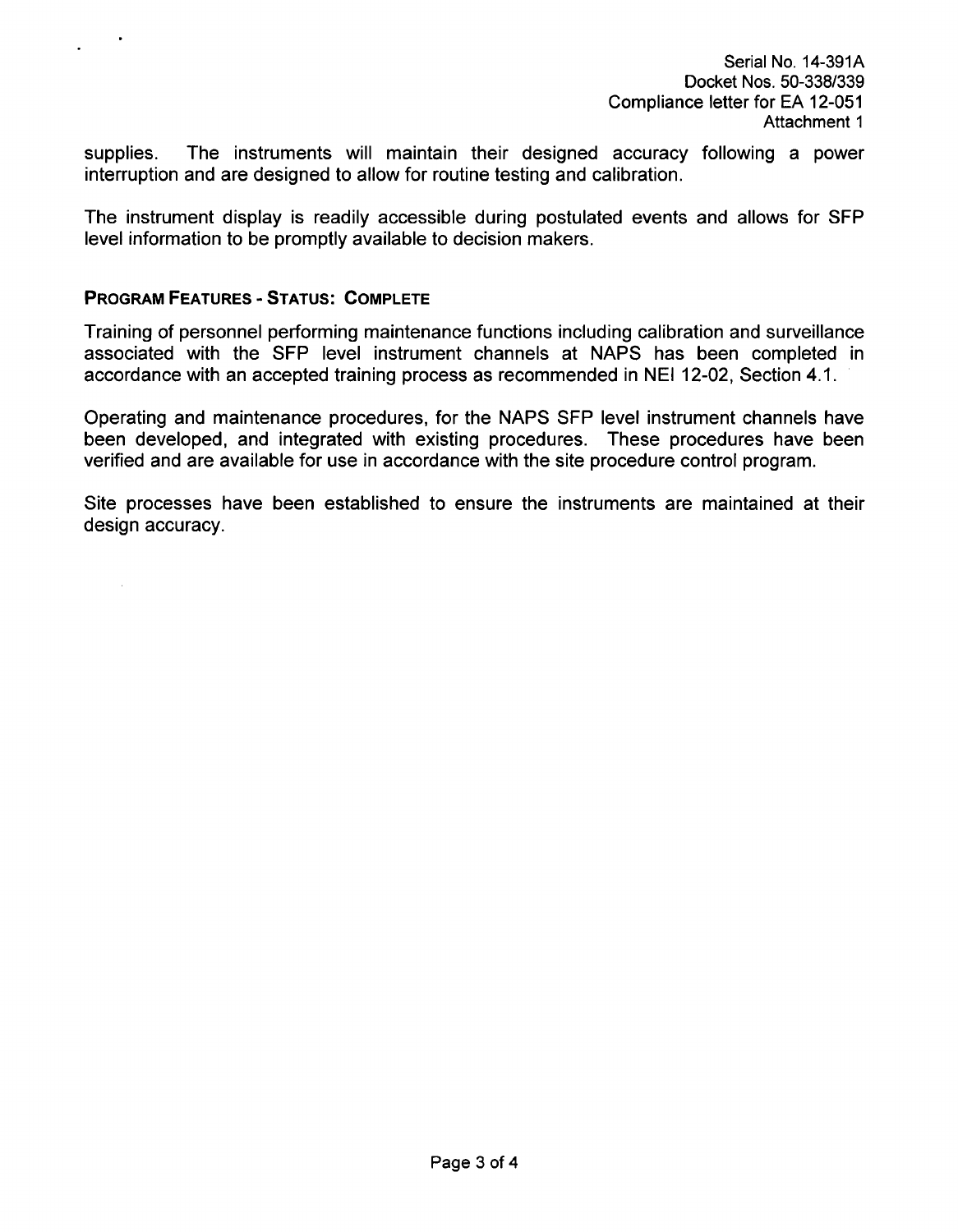supplies. The instruments will maintain their designed accuracy following a power interruption and are designed to allow for routine testing and calibration.

The instrument display is readily accessible during postulated events and allows for SFP level information to be promptly available to decision makers.

**PROGRAM FEATURES - STATUS: COMPLETE**

Training of personnel performing maintenance functions including calibration and surveillance associated with the SFP level instrument channels at NAPS has been completed in accordance with an accepted training process as recommended in NEI 12-02, Section 4.1.

Operating and maintenance procedures, for the NAPS SFP level instrument channels have been developed, and integrated with existing procedures. These procedures have been verified and are available for use in accordance with the site procedure control program.

Site processes have been established to ensure the instruments are maintained at their design accuracy.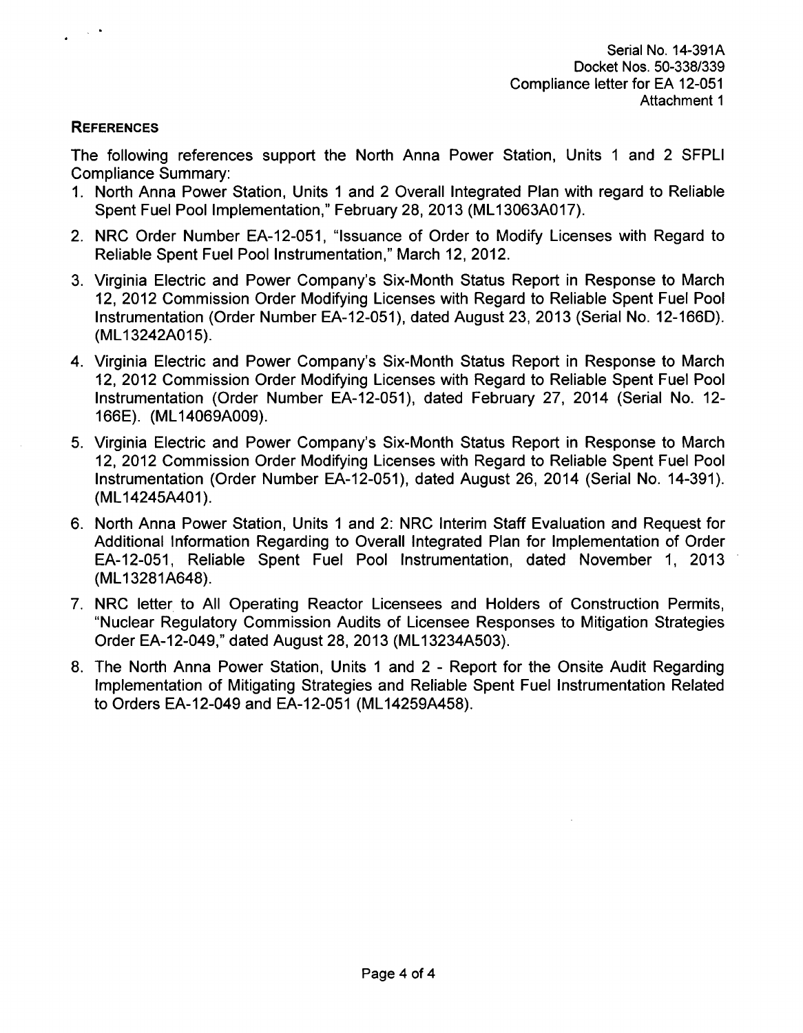Serial No. 14-391A
Docket Nos. 50-338/339
Compliance letter for EA 12-051
Attachment 1

## REFERENCES

The following references support the North Anna Power Station, Units 1 and 2 SFPLI Compliance Summary:

1. North Anna Power Station, Units 1 and 2 Overall Integrated Plan with regard to Reliable Spent Fuel Pool Implementation," February 28, 2013 (ML13063A017).
2. NRC Order Number EA-12-051, "Issuance of Order to Modify Licenses with Regard to Reliable Spent Fuel Pool Instrumentation," March 12, 2012.
3. Virginia Electric and Power Company's Six-Month Status Report in Response to March 12, 2012 Commission Order Modifying Licenses with Regard to Reliable Spent Fuel Pool Instrumentation (Order Number EA-12-051), dated August 23, 2013 (Serial No. 12-166D). (ML13242A015).
4. Virginia Electric and Power Company's Six-Month Status Report in Response to March 12, 2012 Commission Order Modifying Licenses with Regard to Reliable Spent Fuel Pool Instrumentation (Order Number EA-12-051), dated February 27, 2014 (Serial No. 12-166E). (ML14069A009).
5. Virginia Electric and Power Company's Six-Month Status Report in Response to March 12, 2012 Commission Order Modifying Licenses with Regard to Reliable Spent Fuel Pool Instrumentation (Order Number EA-12-051), dated August 26, 2014 (Serial No. 14-391). (ML14245A401).
6. North Anna Power Station, Units 1 and 2: NRC Interim Staff Evaluation and Request for Additional Information Regarding to Overall Integrated Plan for Implementation of Order EA-12-051, Reliable Spent Fuel Pool Instrumentation, dated November 1, 2013 (ML13281A648).
7. NRC letter to All Operating Reactor Licensees and Holders of Construction Permits, "Nuclear Regulatory Commission Audits of Licensee Responses to Mitigation Strategies Order EA-12-049," dated August 28, 2013 (ML13234A503).
8. The North Anna Power Station, Units 1 and 2 - Report for the Onsite Audit Regarding Implementation of Mitigating Strategies and Reliable Spent Fuel Instrumentation Related to Orders EA-12-049 and EA-12-051 (ML14259A458).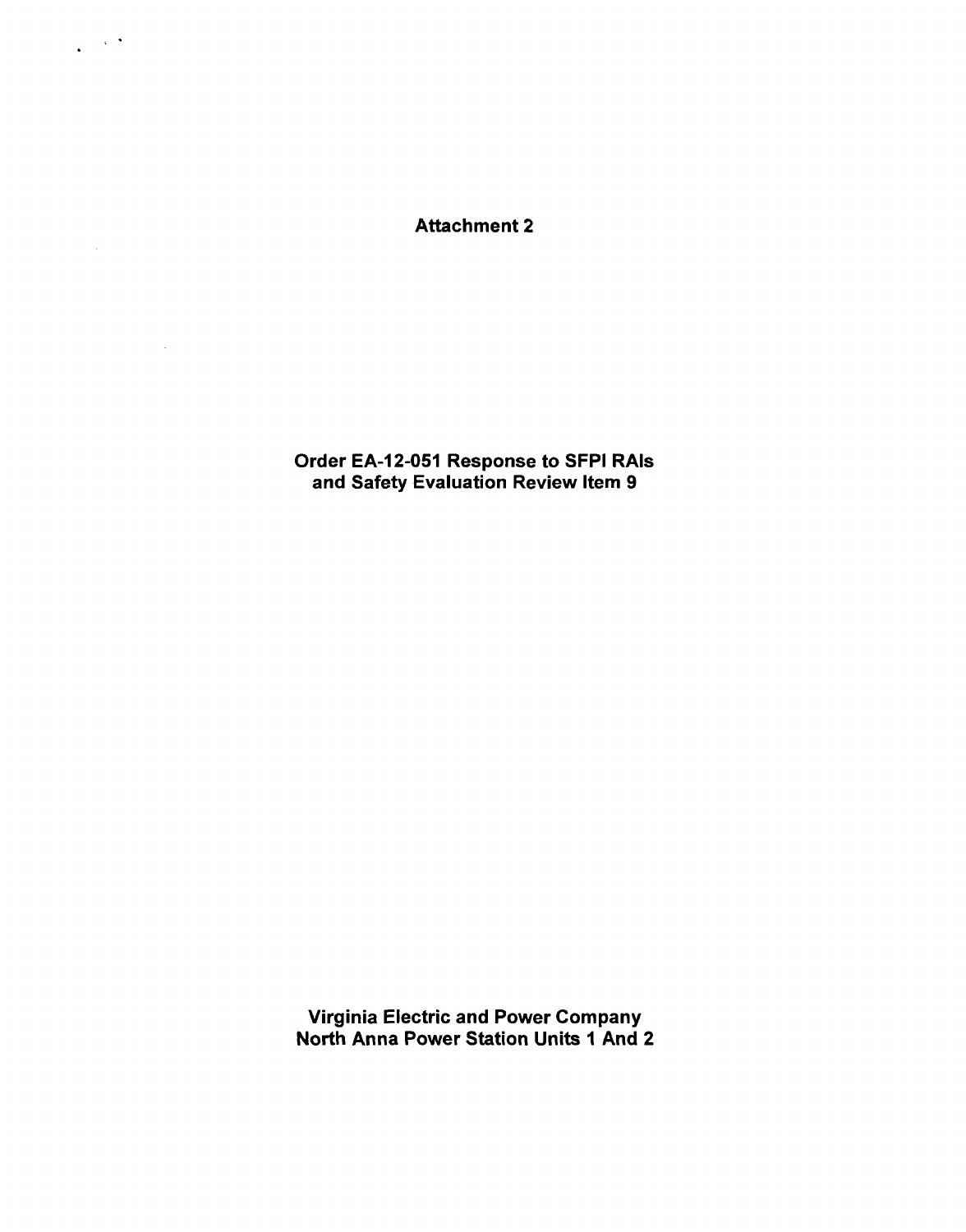# Attachment 2

## Order EA-12-051 Response to SFPI RAIs and Safety Evaluation Review Item 9

**Virginia Electric and Power Company**
**North Anna Power Station Units 1 And 2**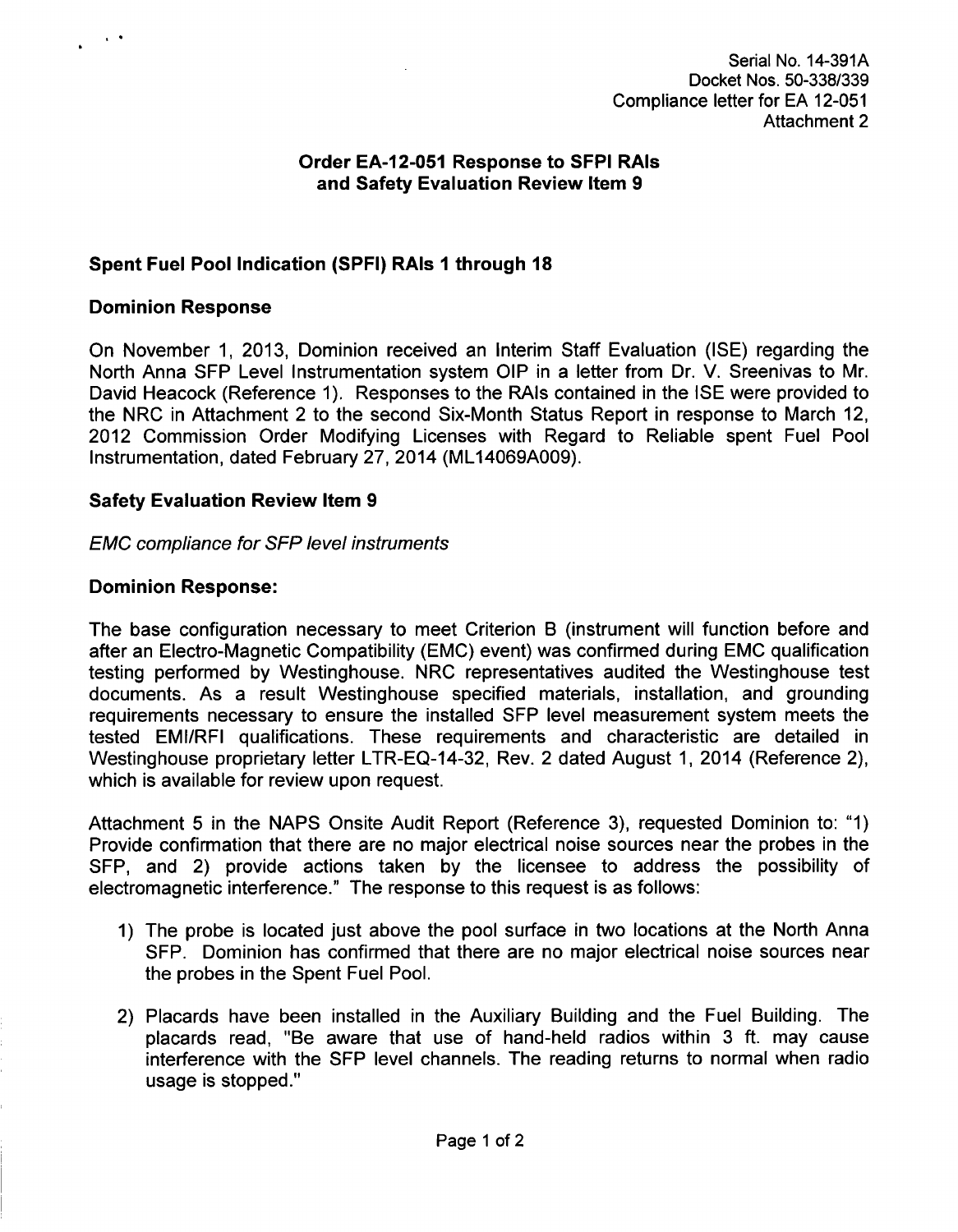Serial No. 14-391A
Docket Nos. 50-338/339
Compliance letter for EA 12-051
Attachment 2

## Order EA-12-051 Response to SFPI RAIs and Safety Evaluation Review Item 9

### Spent Fuel Pool Indication (SFPI) RAIs 1 through 18

#### Dominion Response

On November 1, 2013, Dominion received an Interim Staff Evaluation (ISE) regarding the North Anna SFP Level Instrumentation system OIP in a letter from Dr. V. Sreenivas to Mr. David Heacock (Reference 1). Responses to the RAIs contained in the ISE were provided to the NRC in Attachment 2 to the second Six-Month Status Report in response to March 12, 2012 Commission Order Modifying Licenses with Regard to Reliable spent Fuel Pool Instrumentation, dated February 27, 2014 (ML14069A009).

### Safety Evaluation Review Item 9

*EMC compliance for SFP level instruments*

#### Dominion Response:

The base configuration necessary to meet Criterion B (instrument will function before and after an Electro-Magnetic Compatibility (EMC) event) was confirmed during EMC qualification testing performed by Westinghouse. NRC representatives audited the Westinghouse test documents. As a result Westinghouse specified materials, installation, and grounding requirements necessary to ensure the installed SFP level measurement system meets the tested EMI/RFI qualifications. These requirements and characteristic are detailed in Westinghouse proprietary letter LTR-EQ-14-32, Rev. 2 dated August 1, 2014 (Reference 2), which is available for review upon request.

Attachment 5 in the NAPS Onsite Audit Report (Reference 3), requested Dominion to: "1) Provide confirmation that there are no major electrical noise sources near the probes in the SFP, and 2) provide actions taken by the licensee to address the possibility of electromagnetic interference." The response to this request is as follows:

1) The probe is located just above the pool surface in two locations at the North Anna SFP. Dominion has confirmed that there are no major electrical noise sources near the probes in the Spent Fuel Pool.

2) Placards have been installed in the Auxiliary Building and the Fuel Building. The placards read, "Be aware that use of hand-held radios within 3 ft. may cause interference with the SFP level channels. The reading returns to normal when radio usage is stopped."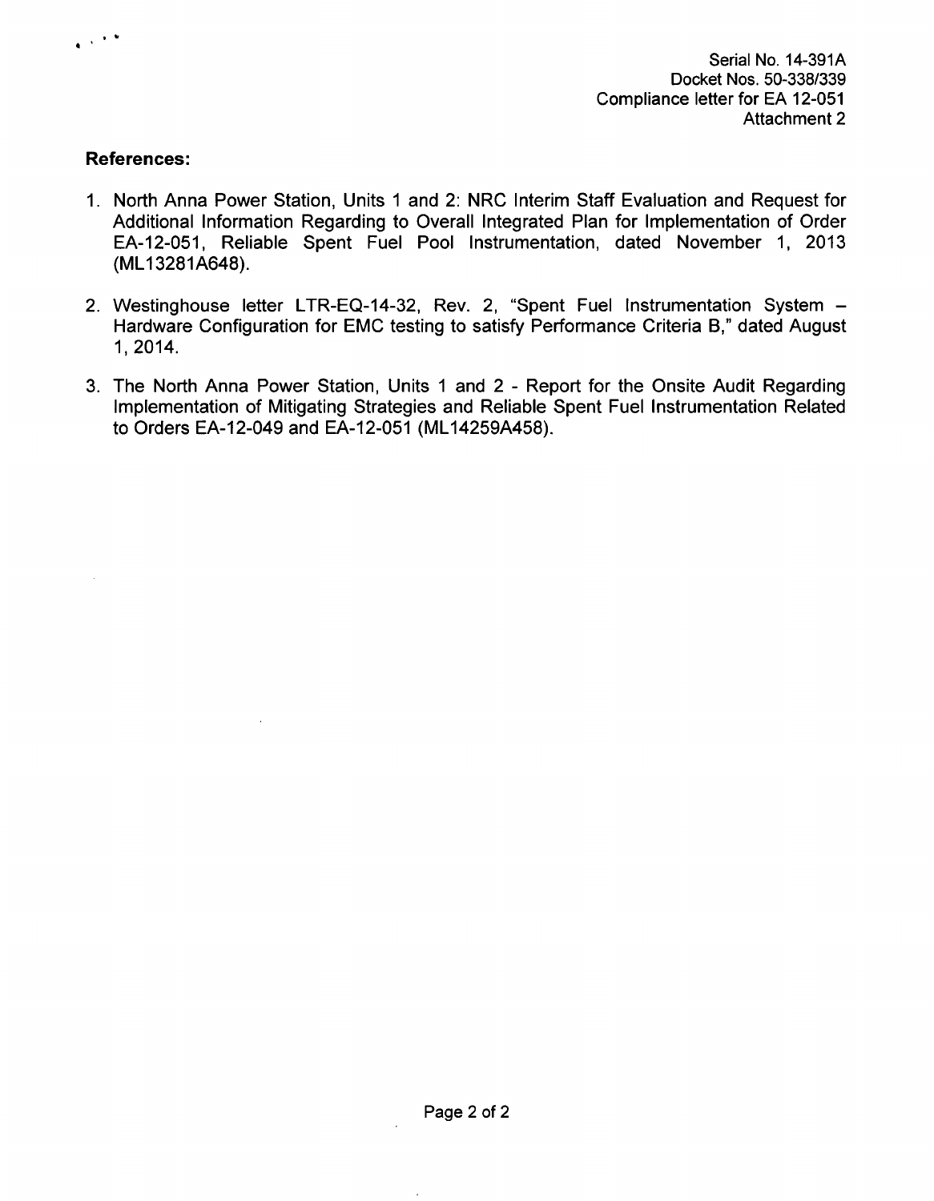Serial No. 14-391A
Docket Nos. 50-338/339
Compliance letter for EA 12-051
Attachment 2

**References:**

1. North Anna Power Station, Units 1 and 2: NRC Interim Staff Evaluation and Request for Additional Information Regarding to Overall Integrated Plan for Implementation of Order EA-12-051, Reliable Spent Fuel Pool Instrumentation, dated November 1, 2013 (ML13281A648).

2. Westinghouse letter LTR-EQ-14-32, Rev. 2, "Spent Fuel Instrumentation System – Hardware Configuration for EMC testing to satisfy Performance Criteria B," dated August 1, 2014.

3. The North Anna Power Station, Units 1 and 2 - Report for the Onsite Audit Regarding Implementation of Mitigating Strategies and Reliable Spent Fuel Instrumentation Related to Orders EA-12-049 and EA-12-051 (ML14259A458).